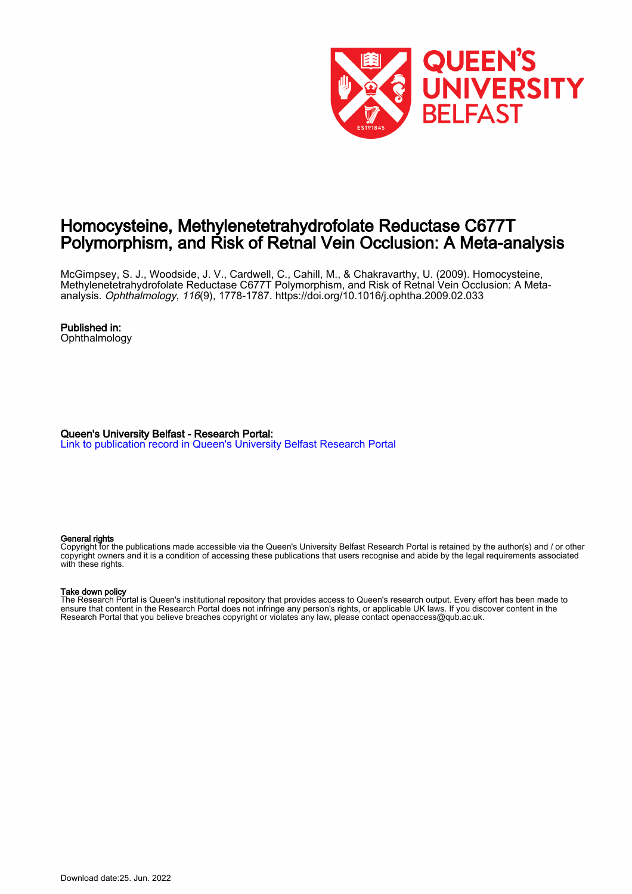# Homocysteine, Methylenetetrahydrofolate Reductase C677T Polymorphism, and Risk of Retnal Vein Occlusion: A Meta-analysis

McGimpsey, S. J., Woodside, J. V., Cardwell, C., Cahill, M., & Chakravarthy, U. (2009). Homocysteine, Methylenetetrahydrofolate Reductase C677T Polymorphism, and Risk of Retnal Vein Occlusion: A Meta-analysis. *Ophthalmology*, *116*(9), 1778-1787. https://doi.org/10.1016/j.ophtha.2009.02.033

**Published in:**
Ophthalmology

**Queen's University Belfast - Research Portal:**
Link to publication record in Queen's University Belfast Research Portal

**General rights**
Copyright for the publications made accessible via the Queen's University Belfast Research Portal is retained by the author(s) and / or other copyright owners and it is a condition of accessing these publications that users recognise and abide by the legal requirements associated with these rights.

**Take down policy**
The Research Portal is Queen's institutional repository that provides access to Queen's research output. Every effort has been made to ensure that content in the Research Portal does not infringe any person's rights, or applicable UK laws. If you discover content in the Research Portal that you believe breaches copyright or violates any law, please contact openaccess@qub.ac.uk.

Download date:25. Jun. 2022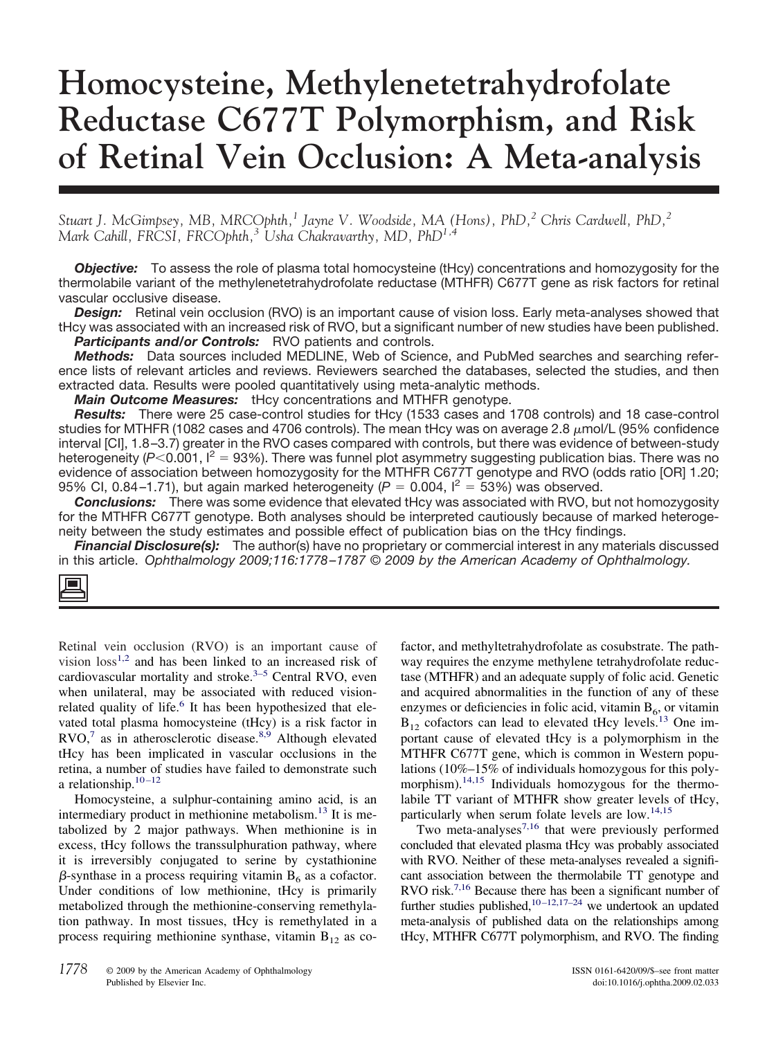# Homocysteine, Methylenetetrahydrofolate Reductase C677T Polymorphism, and Risk of Retinal Vein Occlusion: A Meta-analysis

*Stuart J. McGimpsey, MB, MRCOphth,[1] Jayne V. Woodside, MA (Hons), PhD,[2] Chris Cardwell, PhD,[2] Mark Cahill, FRCSI, FRCOphth,[3] Usha Chakravarthy, MD, PhD[1,4]*

***Objective:*** To assess the role of plasma total homocysteine (tHcy) concentrations and homozygosity for the thermolabile variant of the methylenetetrahydrofolate reductase (MTHFR) C677T gene as risk factors for retinal vascular occlusive disease.

***Design:*** Retinal vein occlusion (RVO) is an important cause of vision loss. Early meta-analyses showed that tHcy was associated with an increased risk of RVO, but a significant number of new studies have been published.

***Participants and/or Controls:*** RVO patients and controls.

***Methods:*** Data sources included MEDLINE, Web of Science, and PubMed searches and searching reference lists of relevant articles and reviews. Reviewers searched the databases, selected the studies, and then extracted data. Results were pooled quantitatively using meta-analytic methods.

***Main Outcome Measures:*** tHcy concentrations and MTHFR genotype.

***Results:*** There were 25 case-control studies for tHcy (1533 cases and 1708 controls) and 18 case-control studies for MTHFR (1082 cases and 4706 controls). The mean tHcy was on average 2.8 $\mu$mol/L (95% confidence interval [CI], 1.8–3.7) greater in the RVO cases compared with controls, but there was evidence of between-study heterogeneity ($P<0.001$, $I^2 = 93\%$). There was funnel plot asymmetry suggesting publication bias. There was no evidence of association between homozygosity for the MTHFR C677T genotype and RVO (odds ratio [OR] 1.20; 95% CI, 0.84–1.71), but again marked heterogeneity ($P = 0.004$, $I^2 = 53\%$) was observed.

***Conclusions:*** There was some evidence that elevated tHcy was associated with RVO, but not homozygosity for the MTHFR C677T genotype. Both analyses should be interpreted cautiously because of marked heterogeneity between the study estimates and possible effect of publication bias on the tHcy findings.

***Financial Disclosure(s):*** The author(s) have no proprietary or commercial interest in any materials discussed in this article. *Ophthalmology 2009;116:1778–1787 © 2009 by the American Academy of Ophthalmology.*

Retinal vein occlusion (RVO) is an important cause of vision loss[1,2] and has been linked to an increased risk of cardiovascular mortality and stroke.[3–5] Central RVO, even when unilateral, may be associated with reduced vision-related quality of life.[6] It has been hypothesized that elevated total plasma homocysteine (tHcy) is a risk factor in RVO,[7] as in atherosclerotic disease.[8,9] Although elevated tHcy has been implicated in vascular occlusions in the retina, a number of studies have failed to demonstrate such a relationship.[10–12]

Homocysteine, a sulphur-containing amino acid, is an intermediary product in methionine metabolism.[13] It is metabolized by 2 major pathways. When methionine is in excess, tHcy follows the transsulphuration pathway, where it is irreversibly conjugated to serine by cystathionine $\beta$-synthase in a process requiring vitamin $B_6$ as a cofactor. Under conditions of low methionine, tHcy is primarily metabolized through the methionine-conserving remethylation pathway. In most tissues, tHcy is remethylated in a process requiring methionine synthase, vitamin $B_{12}$ as cofactor, and methyltetrahydrofolate as cosubstrate. The pathway requires the enzyme methylene tetrahydrofolate reductase (MTHFR) and an adequate supply of folic acid. Genetic and acquired abnormalities in the function of any of these enzymes or deficiencies in folic acid, vitamin $B_6$, or vitamin $B_{12}$ cofactors can lead to elevated tHcy levels.[13] One important cause of elevated tHcy is a polymorphism in the MTHFR C677T gene, which is common in Western populations (10%–15% of individuals homozygous for this polymorphism).[14,15] Individuals homozygous for the thermolabile TT variant of MTHFR show greater levels of tHcy, particularly when serum folate levels are low.[14,15]

Two meta-analyses[7,16] that were previously performed concluded that elevated plasma tHcy was probably associated with RVO. Neither of these meta-analyses revealed a significant association between the thermolabile TT genotype and RVO risk.[7,16] Because there has been a significant number of further studies published,[10–12,17–24] we undertook an updated meta-analysis of published data on the relationships among tHcy, MTHFR C677T polymorphism, and RVO. The finding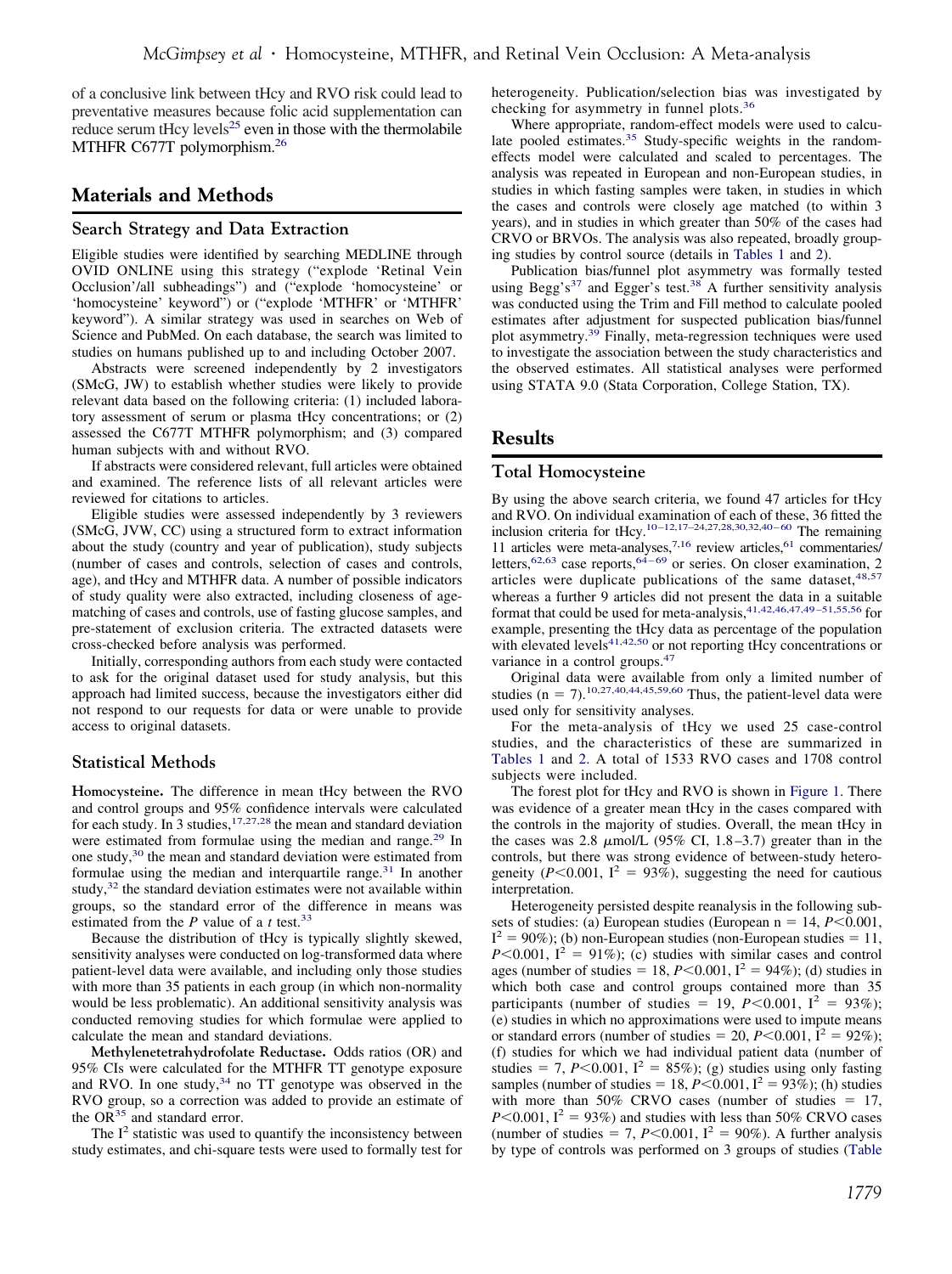of a conclusive link between tHcy and RVO risk could lead to preventative measures because folic acid supplementation can reduce serum tHcy levels[25] even in those with the thermolabile MTHFR C677T polymorphism.[26]

## Materials and Methods

### Search Strategy and Data Extraction

Eligible studies were identified by searching MEDLINE through OVID ONLINE using this strategy ("explode 'Retinal Vein Occlusion'/all subheadings") and ("explode 'homocysteine' or 'homocysteine' keyword") or ("explode 'MTHFR' or 'MTHFR' keyword"). A similar strategy was used in searches on Web of Science and PubMed. On each database, the search was limited to studies on humans published up to and including October 2007.

Abstracts were screened independently by 2 investigators (SMcG, JW) to establish whether studies were likely to provide relevant data based on the following criteria: (1) included laboratory assessment of serum or plasma tHcy concentrations; or (2) assessed the C677T MTHFR polymorphism; and (3) compared human subjects with and without RVO.

If abstracts were considered relevant, full articles were obtained and examined. The reference lists of all relevant articles were reviewed for citations to articles.

Eligible studies were assessed independently by 3 reviewers (SMcG, JVW, CC) using a structured form to extract information about the study (country and year of publication), study subjects (number of cases and controls, selection of cases and controls, age), and tHcy and MTHFR data. A number of possible indicators of study quality were also extracted, including closeness of age-matching of cases and controls, use of fasting glucose samples, and pre-statement of exclusion criteria. The extracted datasets were cross-checked before analysis was performed.

Initially, corresponding authors from each study were contacted to ask for the original dataset used for study analysis, but this approach had limited success, because the investigators either did not respond to our requests for data or were unable to provide access to original datasets.

### Statistical Methods

**Homocysteine.** The difference in mean tHcy between the RVO and control groups and 95% confidence intervals were calculated for each study. In 3 studies,[17,27,28] the mean and standard deviation were estimated from formulae using the median and range.[29] In one study,[30] the mean and standard deviation were estimated from formulae using the median and interquartile range.[31] In another study,[32] the standard deviation estimates were not available within groups, so the standard error of the difference in means was estimated from the *P* value of a *t* test.[33]

Because the distribution of tHcy is typically slightly skewed, sensitivity analyses were conducted on log-transformed data where patient-level data were available, and including only those studies with more than 35 patients in each group (in which non-normality would be less problematic). An additional sensitivity analysis was conducted removing studies for which formulae were applied to calculate the mean and standard deviations.

**Methylenetetrahydrofolate Reductase.** Odds ratios (OR) and 95% CIs were calculated for the MTHFR TT genotype exposure and RVO. In one study,[34] no TT genotype was observed in the RVO group, so a correction was added to provide an estimate of the OR[35] and standard error.

The $I^2$ statistic was used to quantify the inconsistency between study estimates, and chi-square tests were used to formally test for heterogeneity. Publication/selection bias was investigated by checking for asymmetry in funnel plots.[36]

Where appropriate, random-effect models were used to calculate pooled estimates.[35] Study-specific weights in the random-effects model were calculated and scaled to percentages. The analysis was repeated in European and non-European studies, in studies in which fasting samples were taken, in studies in which the cases and controls were closely age matched (to within 3 years), and in studies in which greater than 50% of the cases had CRVO or BRVOs. The analysis was also repeated, broadly grouping studies by control source (details in Tables 1 and 2).

Publication bias/funnel plot asymmetry was formally tested using Begg's[37] and Egger's test.[38] A further sensitivity analysis was conducted using the Trim and Fill method to calculate pooled estimates after adjustment for suspected publication bias/funnel plot asymmetry.[39] Finally, meta-regression techniques were used to investigate the association between the study characteristics and the observed estimates. All statistical analyses were performed using STATA 9.0 (Stata Corporation, College Station, TX).

## Results

### Total Homocysteine

By using the above search criteria, we found 47 articles for tHcy and RVO. On individual examination of each of these, 36 fitted the inclusion criteria for tHcy.[10–12,17–24,27,28,30,32,40–60] The remaining 11 articles were meta-analyses,[7,16] review articles,[61] commentaries/letters,[62,63] case reports,[64–69] or series. On closer examination, 2 articles were duplicate publications of the same dataset,[48,57] whereas a further 9 articles did not present the data in a suitable format that could be used for meta-analysis,[41,42,46,47,49–51,55,56] for example, presenting the tHcy data as percentage of the population with elevated levels[41,42,50] or not reporting tHcy concentrations or variance in a control groups.[47]

Original data were available from only a limited number of studies (n = 7).[10,27,40,44,45,59,60] Thus, the patient-level data were used only for sensitivity analyses.

For the meta-analysis of tHcy we used 25 case-control studies, and the characteristics of these are summarized in Tables 1 and 2. A total of 1533 RVO cases and 1708 control subjects were included.

The forest plot for tHcy and RVO is shown in Figure 1. There was evidence of a greater mean tHcy in the cases compared with the controls in the majority of studies. Overall, the mean tHcy in the cases was 2.8 μmol/L (95% CI, 1.8–3.7) greater than in the controls, but there was strong evidence of between-study heterogeneity ($P<0.001$, $I^2 = 93\%$), suggesting the need for cautious interpretation.

Heterogeneity persisted despite reanalysis in the following subsets of studies: (a) European studies (European n = 14, $P<0.001$, $I^2 = 90\%$); (b) non-European studies (non-European studies = 11, $P<0.001$, $I^2 = 91\%$); (c) studies with similar cases and control ages (number of studies = 18, $P<0.001$, $I^2 = 94\%$); (d) studies in which both case and control groups contained more than 35 participants (number of studies = 19, $P<0.001$, $I^2 = 93\%$); (e) studies in which no approximations were used to impute means or standard errors (number of studies = 20, $P<0.001$, $I^2 = 92\%$); (f) studies for which we had individual patient data (number of studies = 7, $P<0.001$, $I^2 = 85\%$); (g) studies using only fasting samples (number of studies = 18, $P<0.001$, $I^2 = 93\%$); (h) studies with more than 50% CRVO cases (number of studies = 17, $P<0.001$, $I^2 = 93\%$) and studies with less than 50% CRVO cases (number of studies = 7, $P<0.001$, $I^2 = 90\%$). A further analysis by type of controls was performed on 3 groups of studies (Table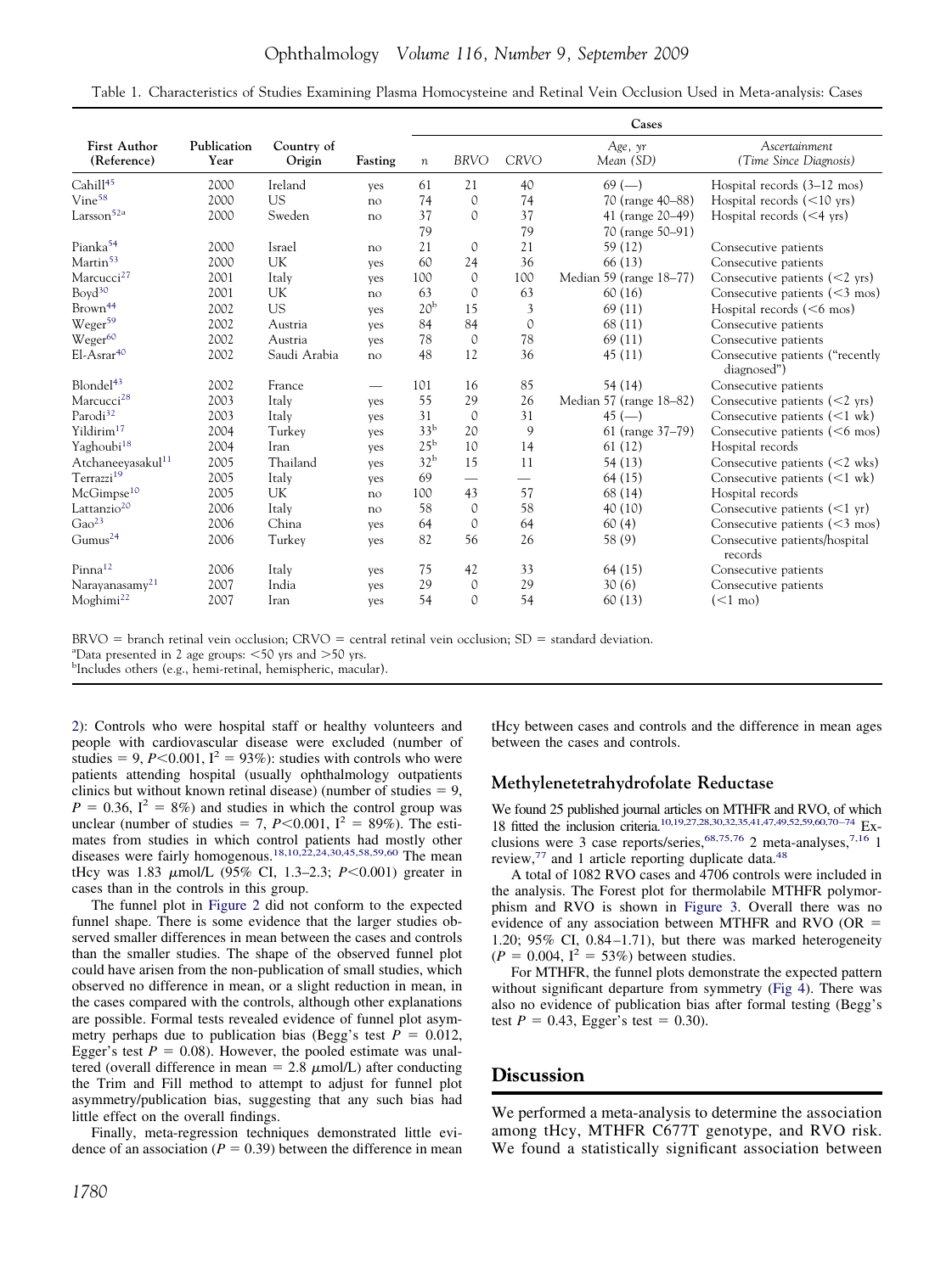Table 1. Characteristics of Studies Examining Plasma Homocysteine and Retinal Vein Occlusion Used in Meta-analysis: Cases

| First Author (Reference) | Publication Year | Country of Origin | Fasting | Cases | | | | |
|---|---|---|---|---|---|---|---|---|
| | | | | *n* | *BRVO* | *CRVO* | *Age, yr Mean (SD)* | *Ascertainment (Time Since Diagnosis)* |
| Cahill[45] | 2000 | Ireland | yes | 61 | 21 | 40 | 69 (—) | Hospital records (3–12 mos) |
| Vine[58] | 2000 | US | no | 74 | 0 | 74 | 70 (range 40–88) | Hospital records (<10 yrs) |
| Larsson[52a] | 2000 | Sweden | no | 37 | 0 | 37 | 41 (range 20–49) | Hospital records (<4 yrs) |
| | | | | 79 | | 79 | 70 (range 50–91) | |
| Pianka[54] | 2000 | Israel | no | 21 | 0 | 21 | 59 (12) | Consecutive patients |
| Martin[53] | 2000 | UK | yes | 60 | 24 | 36 | 66 (13) | Consecutive patients |
| Marcucci[27] | 2001 | Italy | yes | 100 | 0 | 100 | Median 59 (range 18–77) | Consecutive patients (<2 yrs) |
| Boyd[30] | 2001 | UK | no | 63 | 0 | 63 | 60 (16) | Consecutive patients (<3 mos) |
| Brown[44] | 2002 | US | yes | 20[b] | 15 | 3 | 69 (11) | Hospital records (<6 mos) |
| Weger[59] | 2002 | Austria | yes | 84 | 84 | 0 | 68 (11) | Consecutive patients |
| Weger[60] | 2002 | Austria | yes | 78 | 0 | 78 | 69 (11) | Consecutive patients |
| El-Asrar[40] | 2002 | Saudi Arabia | no | 48 | 12 | 36 | 45 (11) | Consecutive patients ("recently diagnosed") |
| Blondel[43] | 2002 | France | — | 101 | 16 | 85 | 54 (14) | Consecutive patients |
| Marcucci[28] | 2003 | Italy | yes | 55 | 29 | 26 | Median 57 (range 18–82) | Consecutive patients (<2 yrs) |
| Parodi[32] | 2003 | Italy | yes | 31 | 0 | 31 | 45 (—) | Consecutive patients (<1 wk) |
| Yildirim[17] | 2004 | Turkey | yes | 33[b] | 20 | 9 | 61 (range 37–79) | Consecutive patients (<6 mos) |
| Yaghoubi[18] | 2004 | Iran | yes | 25[b] | 10 | 14 | 61 (12) | Hospital records |
| Atchaneeyasakul[11] | 2005 | Thailand | yes | 32[b] | 15 | 11 | 54 (13) | Consecutive patients (<2 wks) |
| Terrazzi[19] | 2005 | Italy | yes | 69 | — | — | 64 (15) | Consecutive patients (<1 wk) |
| McGimpse[10] | 2005 | UK | no | 100 | 43 | 57 | 68 (14) | Hospital records |
| Lattanzio[20] | 2006 | Italy | no | 58 | 0 | 58 | 40 (10) | Consecutive patients (<1 yr) |
| Gao[23] | 2006 | China | yes | 64 | 0 | 64 | 60 (4) | Consecutive patients (<3 mos) |
| Gumus[24] | 2006 | Turkey | yes | 82 | 56 | 26 | 58 (9) | Consecutive patients/hospital records |
| Pinna[12] | 2006 | Italy | yes | 75 | 42 | 33 | 64 (15) | Consecutive patients |
| Narayanasamy[21] | 2007 | India | yes | 29 | 0 | 29 | 30 (6) | Consecutive patients |
| Moghimi[22] | 2007 | Iran | yes | 54 | 0 | 54 | 60 (13) | (<1 mo) |

BRVO = branch retinal vein occlusion; CRVO = central retinal vein occlusion; SD = standard deviation.
[a]Data presented in 2 age groups: <50 yrs and >50 yrs.
[b]Includes others (e.g., hemi-retinal, hemispheric, macular).

2): Controls who were hospital staff or healthy volunteers and people with cardiovascular disease were excluded (number of studies = 9, $P<0.001$, $I^2 = 93\%$): studies with controls who were patients attending hospital (usually ophthalmology outpatients clinics but without known retinal disease) (number of studies = 9, $P = 0.36$, $I^2 = 8\%$) and studies in which the control group was unclear (number of studies = 7, $P<0.001$, $I^2 = 89\%$). The estimates from studies in which control patients had mostly other diseases were fairly homogenous.[18,10,22,24,30,45,58,59,60] The mean tHcy was 1.83 $\mu$mol/L (95% CI, 1.3–2.3; $P<0.001$) greater in cases than in the controls in this group.

The funnel plot in Figure 2 did not conform to the expected funnel shape. There is some evidence that the larger studies observed smaller differences in mean between the cases and controls than the smaller studies. The shape of the observed funnel plot could have arisen from the non-publication of small studies, which observed no difference in mean, or a slight reduction in mean, in the cases compared with the controls, although other explanations are possible. Formal tests revealed evidence of funnel plot asymmetry perhaps due to publication bias (Begg's test $P = 0.012$, Egger's test $P = 0.08$). However, the pooled estimate was unaltered (overall difference in mean = 2.8 $\mu$mol/L) after conducting the Trim and Fill method to attempt to adjust for funnel plot asymmetry/publication bias, suggesting that any such bias had little effect on the overall findings.

Finally, meta-regression techniques demonstrated little evidence of an association ($P = 0.39$) between the difference in mean tHcy between cases and controls and the difference in mean ages between the cases and controls.

### Methylenetetrahydrofolate Reductase

We found 25 published journal articles on MTHFR and RVO, of which 18 fitted the inclusion criteria.[10,19,27,28,30,32,35,41,47,49,52,59,60,70–74] Exclusions were 3 case reports/series,[68,75,76] 2 meta-analyses,[7,16] 1 review,[77] and 1 article reporting duplicate data.[48]

A total of 1082 RVO cases and 4706 controls were included in the analysis. The Forest plot for thermolabile MTHFR polymorphism and RVO is shown in Figure 3. Overall there was no evidence of any association between MTHFR and RVO (OR = 1.20; 95% CI, 0.84–1.71), but there was marked heterogeneity ($P = 0.004$, $I^2 = 53\%$) between studies.

For MTHFR, the funnel plots demonstrate the expected pattern without significant departure from symmetry (Fig 4). There was also no evidence of publication bias after formal testing (Begg's test $P = 0.43$, Egger's test = 0.30).

## Discussion

We performed a meta-analysis to determine the association among tHcy, MTHFR C677T genotype, and RVO risk. We found a statistically significant association between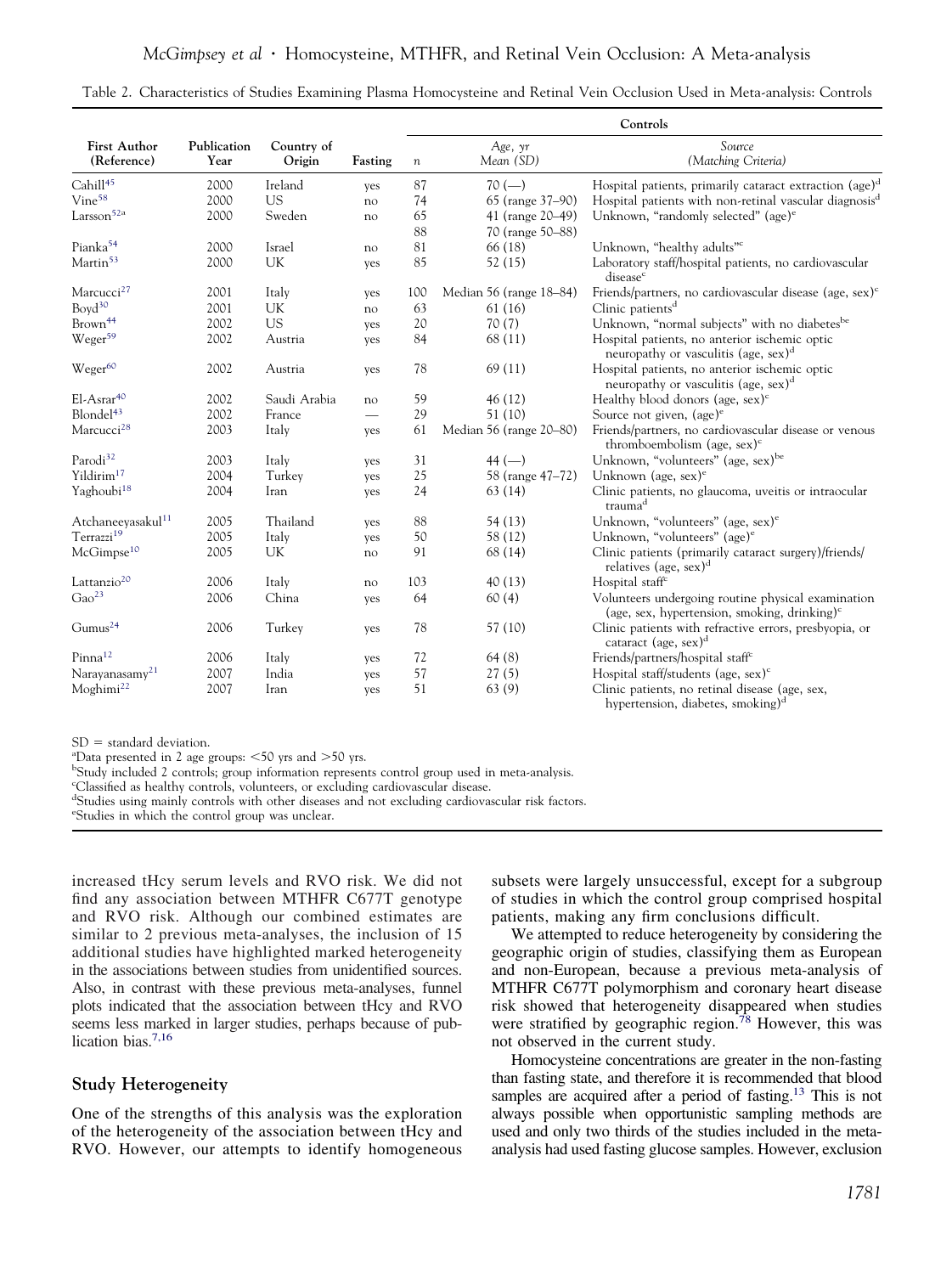Table 2. Characteristics of Studies Examining Plasma Homocysteine and Retinal Vein Occlusion Used in Meta-analysis: Controls

| First Author (Reference) | Publication Year | Country of Origin | Fasting | Controls | | |
|---|---|---|---|---|---|---|
| | | | | *n* | *Age, yr Mean (SD)* | *Source (Matching Criteria)* |
| Cahill[45] | 2000 | Ireland | yes | 87 | 70 (—) | Hospital patients, primarily cataract extraction (age)[d] |
| Vine[58] | 2000 | US | no | 74 | 65 (range 37–90) | Hospital patients with non-retinal vascular diagnosis[d] |
| Larsson[52a] | 2000 | Sweden | no | 65 | 41 (range 20–49) | Unknown, "randomly selected" (age)[e] |
| | | | | 88 | 70 (range 50–88) | |
| Pianka[54] | 2000 | Israel | no | 81 | 66 (18) | Unknown, "healthy adults"[c] |
| Martin[53] | 2000 | UK | yes | 85 | 52 (15) | Laboratory staff/hospital patients, no cardiovascular disease[c] |
| Marcucci[27] | 2001 | Italy | yes | 100 | Median 56 (range 18–84) | Friends/partners, no cardiovascular disease (age, sex)[c] |
| Boyd[30] | 2001 | UK | no | 63 | 61 (16) | Clinic patients[d] |
| Brown[44] | 2002 | US | yes | 20 | 70 (7) | Unknown, "normal subjects" with no diabetes[be] |
| Weger[59] | 2002 | Austria | yes | 84 | 68 (11) | Hospital patients, no anterior ischemic optic neuropathy or vasculitis (age, sex)[d] |
| Weger[60] | 2002 | Austria | yes | 78 | 69 (11) | Hospital patients, no anterior ischemic optic neuropathy or vasculitis (age, sex)[d] |
| El-Asrar[40] | 2002 | Saudi Arabia | no | 59 | 46 (12) | Healthy blood donors (age, sex)[c] |
| Blondel[43] | 2002 | France | — | 29 | 51 (10) | Source not given, (age)[e] |
| Marcucci[28] | 2003 | Italy | yes | 61 | Median 56 (range 20–80) | Friends/partners, no cardiovascular disease or venous thromboembolism (age, sex)[c] |
| Parodi[32] | 2003 | Italy | yes | 31 | 44 (—) | Unknown, "volunteers" (age, sex)[be] |
| Yildirim[17] | 2004 | Turkey | yes | 25 | 58 (range 47–72) | Unknown (age, sex)[e] |
| Yaghoubi[18] | 2004 | Iran | yes | 24 | 63 (14) | Clinic patients, no glaucoma, uveitis or intraocular trauma[d] |
| Atchaneeyasakul[11] | 2005 | Thailand | yes | 88 | 54 (13) | Unknown, "volunteers" (age, sex)[e] |
| Terrazzi[19] | 2005 | Italy | yes | 50 | 58 (12) | Unknown, "volunteers" (age)[e] |
| McGimpse[10] | 2005 | UK | no | 91 | 68 (14) | Clinic patients (primarily cataract surgery)/friends/relatives (age, sex)[d] |
| Lattanzio[20] | 2006 | Italy | no | 103 | 40 (13) | Hospital staff[c] |
| Gao[23] | 2006 | China | yes | 64 | 60 (4) | Volunteers undergoing routine physical examination (age, sex, hypertension, smoking, drinking)[c] |
| Gumus[24] | 2006 | Turkey | yes | 78 | 57 (10) | Clinic patients with refractive errors, presbyopia, or cataract (age, sex)[d] |
| Pinna[12] | 2006 | Italy | yes | 72 | 64 (8) | Friends/partners/hospital staff[c] |
| Narayanasamy[21] | 2007 | India | yes | 57 | 27 (5) | Hospital staff/students (age, sex)[c] |
| Moghimi[22] | 2007 | Iran | yes | 51 | 63 (9) | Clinic patients, no retinal disease (age, sex, hypertension, diabetes, smoking)[d] |

SD = standard deviation.
[a]Data presented in 2 age groups: <50 yrs and >50 yrs.
[b]Study included 2 controls; group information represents control group used in meta-analysis.
[c]Classified as healthy controls, volunteers, or excluding cardiovascular disease.
[d]Studies using mainly controls with other diseases and not excluding cardiovascular risk factors.
[e]Studies in which the control group was unclear.

increased tHcy serum levels and RVO risk. We did not find any association between MTHFR C677T genotype and RVO risk. Although our combined estimates are similar to 2 previous meta-analyses, the inclusion of 15 additional studies have highlighted marked heterogeneity in the associations between studies from unidentified sources. Also, in contrast with these previous meta-analyses, funnel plots indicated that the association between tHcy and RVO seems less marked in larger studies, perhaps because of publication bias.[7,16]

## Study Heterogeneity

One of the strengths of this analysis was the exploration of the heterogeneity of the association between tHcy and RVO. However, our attempts to identify homogeneous subsets were largely unsuccessful, except for a subgroup of studies in which the control group comprised hospital patients, making any firm conclusions difficult.

We attempted to reduce heterogeneity by considering the geographic origin of studies, classifying them as European and non-European, because a previous meta-analysis of MTHFR C677T polymorphism and coronary heart disease risk showed that heterogeneity disappeared when studies were stratified by geographic region.[78] However, this was not observed in the current study.

Homocysteine concentrations are greater in the non-fasting than fasting state, and therefore it is recommended that blood samples are acquired after a period of fasting.[13] This is not always possible when opportunistic sampling methods are used and only two thirds of the studies included in the meta-analysis had used fasting glucose samples. However, exclusion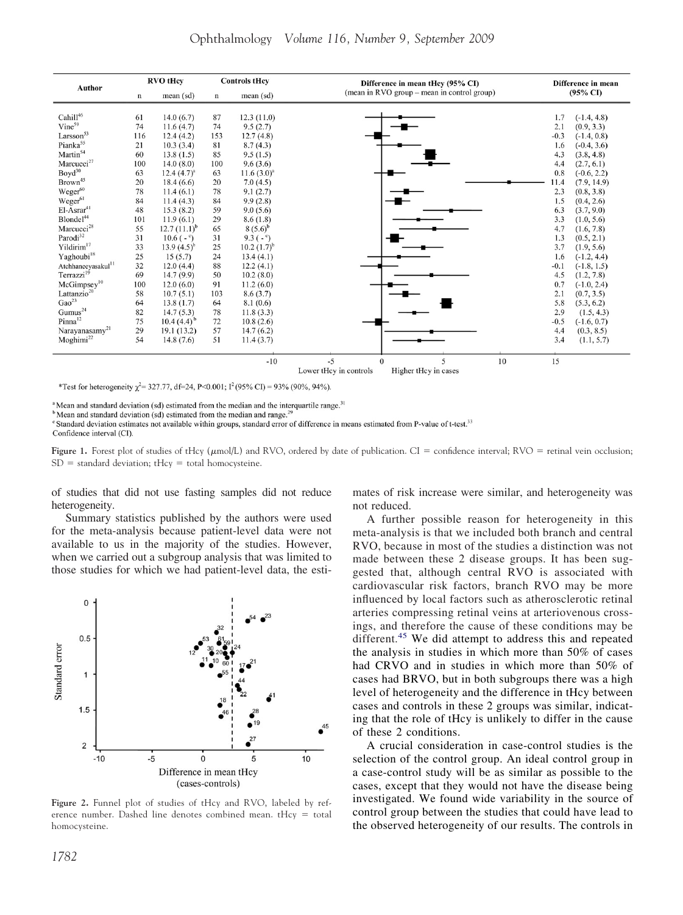| Author | RVO tHcy n | RVO tHcy mean (sd) | Controls tHcy n | Controls tHcy mean (sd) | Difference in mean (95% CI) |
|---|---|---|---|---|---|
| Cahill[46] | 61 | 14.0 (6.7) | 87 | 12.3 (11.0) | 1.7 (-1.4, 4.8) |
| Vine[59] | 74 | 11.6 (4.7) | 74 | 9.5 (2.7) | 2.1 (0.9, 3.3) |
| Larsson[53] | 116 | 12.4 (4.2) | 153 | 12.7 (4.8) | -0.3 (-1.4, 0.8) |
| Pianka[55] | 21 | 10.3 (3.4) | 81 | 8.7 (4.3) | 1.6 (-0.4, 3.6) |
| Martin[54] | 60 | 13.8 (1.5) | 85 | 9.5 (1.5) | 4.3 (3.8, 4.8) |
| Marcucci[27] | 100 | 14.0 (8.0) | 100 | 9.6 (3.6) | 4.4 (2.7, 6.1) |
| Boyd[30] | 63 | 12.4 (4.7)[a] | 63 | 11.6 (3.0)[a] | 0.8 (-0.6, 2.2) |
| Brown[45] | 20 | 18.4 (6.6) | 20 | 7.0 (4.5) | 11.4 (7.9, 14.9) |
| Weger[60] | 78 | 11.4 (6.1) | 78 | 9.1 (2.7) | 2.3 (0.8, 3.8) |
| Weger[61] | 84 | 11.4 (4.3) | 84 | 9.9 (2.8) | 1.5 (0.4, 2.6) |
| El-Asrar[41] | 48 | 15.3 (8.2) | 59 | 9.0 (5.6) | 6.3 (3.7, 9.0) |
| Blondel[44] | 101 | 11.9 (6.1) | 29 | 8.6 (1.8) | 3.3 (1.0, 5.6) |
| Marcucci[28] | 55 | 12.7 (11.1)[b] | 65 | 8 (5.6)[b] | 4.7 (1.6, 7.8) |
| Parodi[32] | 31 | 10.6 (-[c]) | 31 | 9.3 (-[c]) | 1.3 (0.5, 2.1) |
| Yildirim[17] | 33 | 13.9 (4.5)[b] | 25 | 10.2 (1.7)[b] | 3.7 (1.9, 5.6) |
| Yaghoubi[18] | 25 | 15 (5.7) | 24 | 13.4 (4.1) | 1.6 (-1.2, 4.4) |
| Atchaneeyasakul[11] | 32 | 12.0 (4.4) | 88 | 12.2 (4.1) | -0.1 (-1.8, 1.5) |
| Terrazzi[19] | 69 | 14.7 (9.9) | 50 | 10.2 (8.0) | 4.5 (1.2, 7.8) |
| McGimpsey[10] | 100 | 12.0 (6.0) | 91 | 11.2 (6.0) | 0.7 (-1.0, 2.4) |
| Lattanzio[20] | 58 | 10.7 (5.1) | 103 | 8.6 (3.7) | 2.1 (0.7, 3.5) |
| Gao[23] | 64 | 13.8 (1.7) | 64 | 8.1 (0.6) | 5.8 (5.3, 6.2) |
| Gumus[24] | 82 | 14.7 (5.3) | 78 | 11.8 (3.3) | 2.9 (1.5, 4.3) |
| Pinna[12] | 75 | 10.4 (4.4)[b] | 72 | 10.8 (2.6) | -0.5 (-1.6, 0.7) |
| Narayanasamy[21] | 29 | 19.1 (13.2) | 57 | 14.7 (6.2) | 4.4 (0.3, 8.5) |
| Moghimi[22] | 54 | 14.8 (7.6) | 51 | 11.4 (3.7) | 3.4 (1.1, 5.7) |

Difference in mean tHcy (95% CI) (mean in RVO group – mean in control group). Lower tHcy in controls / Higher tHcy in cases.

*Test for heterogeneity $\chi^2 = 327.77$, df=24, $P<0.001$; $I^2$ (95% CI) = 93% (90%, 94%).

[a] Mean and standard deviation (sd) estimated from the median and the interquartile range.[31]
[b] Mean and standard deviation (sd) estimated from the median and range.[29]
[c] Standard deviation estimates not available within groups, standard error of difference in means estimated from P-value of t-test.[33]
Confidence interval (CI).

Figure 1. Forest plot of studies of tHcy (μmol/L) and RVO, ordered by date of publication. CI = confidence interval; RVO = retinal vein occlusion; SD = standard deviation; tHcy = total homocysteine.

of studies that did not use fasting samples did not reduce heterogeneity.

Summary statistics published by the authors were used for the meta-analysis because patient-level data were not available to us in the majority of the studies. However, when we carried out a subgroup analysis that was limited to those studies for which we had patient-level data, the estimates of risk increase were similar, and heterogeneity was not reduced.

Figure 2. Funnel plot of studies of tHcy and RVO, labeled by reference number. Dashed line denotes combined mean. tHcy = total homocysteine.

A further possible reason for heterogeneity in this meta-analysis is that we included both branch and central RVO, because in most of the studies a distinction was not made between these 2 disease groups. It has been suggested that, although central RVO is associated with cardiovascular risk factors, branch RVO may be more influenced by local factors such as atherosclerotic retinal arteries compressing retinal veins at arteriovenous crossings, and therefore the cause of these conditions may be different.[45] We did attempt to address this and repeated the analysis in studies in which more than 50% of cases had CRVO and in studies in which more than 50% of cases had BRVO, but in both subgroups there was a high level of heterogeneity and the difference in tHcy between cases and controls in these 2 groups was similar, indicating that the role of tHcy is unlikely to differ in the cause of these 2 conditions.

A crucial consideration in case-control studies is the selection of the control group. An ideal control group in a case-control study will be as similar as possible to the cases, except that they would not have the disease being investigated. We found wide variability in the source of control group between the studies that could have lead to the observed heterogeneity of our results. The controls in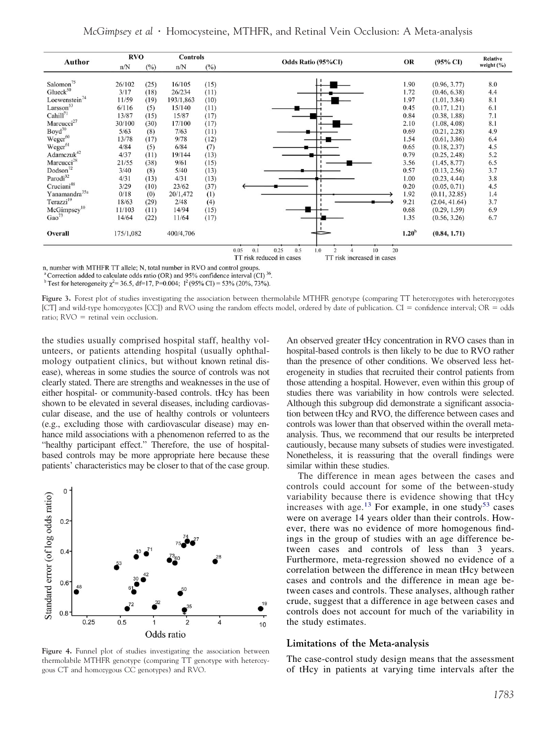| Author | RVO n/N | (%) | Controls n/N | (%) | OR | (95% CI) | Relative weight (%) |
|---|---|---|---|---|---|---|---|
| Salomon[75] | 26/102 | (25) | 16/105 | (15) | 1.90 | (0.96, 3.77) | 8.0 |
| Glueck[50] | 3/17 | (18) | 26/234 | (11) | 1.72 | (0.46, 6.38) | 4.4 |
| Loewenstein[74] | 11/59 | (19) | 193/1,863 | (10) | 1.97 | (1.01, 3.84) | 8.1 |
| Larsson[53] | 6/116 | (5) | 15/140 | (11) | 0.45 | (0.17, 1.21) | 6.1 |
| Cahill[71] | 13/87 | (15) | 15/87 | (17) | 0.84 | (0.38, 1.88) | 7.1 |
| Marcucci[27] | 30/100 | (30) | 17/100 | (17) | 2.10 | (1.08, 4.08) | 8.1 |
| Boyd[30] | 5/63 | (8) | 7/63 | (11) | 0.69 | (0.21, 2.28) | 4.9 |
| Weger[60] | 13/78 | (17) | 9/78 | (12) | 1.54 | (0.61, 3.86) | 6.4 |
| Weger[61] | 4/84 | (5) | 6/84 | (7) | 0.65 | (0.18, 2.37) | 4.5 |
| Adamczuk[42] | 4/37 | (11) | 19/144 | (13) | 0.79 | (0.25, 2.48) | 5.2 |
| Marcucci[28] | 21/55 | (38) | 9/61 | (15) | 3.56 | (1.45, 8.77) | 6.5 |
| Dodson[72] | 3/40 | (8) | 5/40 | (13) | 0.57 | (0.13, 2.56) | 3.7 |
| Parodi[32] | 4/31 | (13) | 4/31 | (13) | 1.00 | (0.23, 4.44) | 3.8 |
| Cruciani[48] | 3/29 | (10) | 23/62 | (37) | 0.20 | (0.05, 0.71) | 4.5 |
| Yanamandra[35a] | 0/18 | (0) | 20/1,472 | (1) | 1.92 | (0.11, 32.85) | 1.4 |
| Terazzi[19] | 18/63 | (29) | 2/48 | (4) | 9.21 | (2.04, 41.64) | 3.7 |
| McGimpsey[10] | 11/103 | (11) | 14/94 | (15) | 0.68 | (0.29, 1.59) | 6.9 |
| Gao[73] | 14/64 | (22) | 11/64 | (17) | 1.35 | (0.56, 3.26) | 6.7 |
| **Overall** | 175/1,082 | | 400/4,706 | | **1.20[b]** | **(0.84, 1.71)** | |

Odds Ratio (95%CI)

0.05 0.1 0.25 0.5 1.0 2 4 10 20

TT risk reduced in cases TT risk increased in cases

n, number with MTHFR TT allele; N, total number in RVO and control groups.

[a] Correction added to calculate odds ratio (OR) and 95% confidence interval (CI)[36].

[b] Test for heterogeneity $\chi^2$= 36.5, df=17, P=0.004; $I^2$ (95% CI) = 53% (20%, 73%).

Figure 3. Forest plot of studies investigating the association between thermolabile MTHFR genotype (comparing TT heterozygotes with heterozygotes [CT] and wild-type homozygotes [CC]) and RVO using the random effects model, ordered by date of publication. CI = confidence interval; OR = odds ratio; RVO = retinal vein occlusion.

the studies usually comprised hospital staff, healthy volunteers, or patients attending hospital (usually ophthalmology outpatient clinics, but without known retinal disease), whereas in some studies the source of controls was not clearly stated. There are strengths and weaknesses in the use of either hospital- or community-based controls. tHcy has been shown to be elevated in several diseases, including cardiovascular disease, and the use of healthy controls or volunteers (e.g., excluding those with cardiovascular disease) may enhance mild associations with a phenomenon referred to as the "healthy participant effect." Therefore, the use of hospital-based controls may be more appropriate here because these patients' characteristics may be closer to that of the case group.

Standard error (of log odds ratio)

0 0.2 0.4 0.6 0.8

0.25 0.5 1 2 4 10

Odds ratio

74 75 27 10 71 73 60 28 53 42 30 61 48 50 72 32 35 19

Figure 4. Funnel plot of studies investigating the association between thermolabile MTHFR genotype (comparing TT genotype with heterozygous CT and homozygous CC genotypes) and RVO.

An observed greater tHcy concentration in RVO cases than in hospital-based controls is then likely to be due to RVO rather than the presence of other conditions. We observed less heterogeneity in studies that recruited their control patients from those attending a hospital. However, even within this group of studies there was variability in how controls were selected. Although this subgroup did demonstrate a significant association between tHcy and RVO, the difference between cases and controls was lower than that observed within the overall meta-analysis. Thus, we recommend that our results be interpreted cautiously, because many subsets of studies were investigated. Nonetheless, it is reassuring that the overall findings were similar within these studies.

The difference in mean ages between the cases and controls could account for some of the between-study variability because there is evidence showing that tHcy increases with age.[13] For example, in one study[53] cases were on average 14 years older than their controls. However, there was no evidence of more homogenous findings in the group of studies with an age difference between cases and controls of less than 3 years. Furthermore, meta-regression showed no evidence of a correlation between the difference in mean tHcy between cases and controls and the difference in mean age between cases and controls. These analyses, although rather crude, suggest that a difference in age between cases and controls does not account for much of the variability in the study estimates.

## Limitations of the Meta-analysis

The case-control study design means that the assessment of tHcy in patients at varying time intervals after the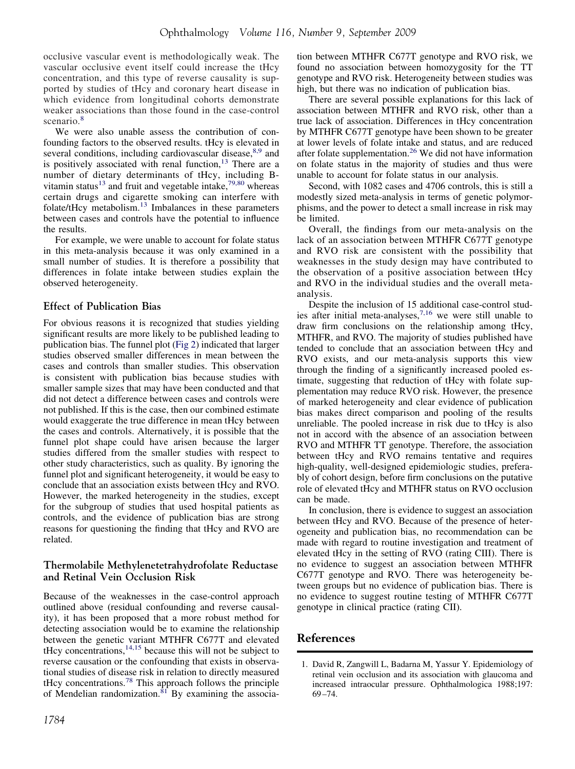occlusive vascular event is methodologically weak. The vascular occlusive event itself could increase the tHcy concentration, and this type of reverse causality is supported by studies of tHcy and coronary heart disease in which evidence from longitudinal cohorts demonstrate weaker associations than those found in the case-control scenario.[8]

We were also unable assess the contribution of confounding factors to the observed results. tHcy is elevated in several conditions, including cardiovascular disease,[8,9] and is positively associated with renal function,[13] There are a number of dietary determinants of tHcy, including B-vitamin status[13] and fruit and vegetable intake,[79,80] whereas certain drugs and cigarette smoking can interfere with folate/tHcy metabolism.[13] Imbalances in these parameters between cases and controls have the potential to influence the results.

For example, we were unable to account for folate status in this meta-analysis because it was only examined in a small number of studies. It is therefore a possibility that differences in folate intake between studies explain the observed heterogeneity.

### Effect of Publication Bias

For obvious reasons it is recognized that studies yielding significant results are more likely to be published leading to publication bias. The funnel plot (Fig 2) indicated that larger studies observed smaller differences in mean between the cases and controls than smaller studies. This observation is consistent with publication bias because studies with smaller sample sizes that may have been conducted and that did not detect a difference between cases and controls were not published. If this is the case, then our combined estimate would exaggerate the true difference in mean tHcy between the cases and controls. Alternatively, it is possible that the funnel plot shape could have arisen because the larger studies differed from the smaller studies with respect to other study characteristics, such as quality. By ignoring the funnel plot and significant heterogeneity, it would be easy to conclude that an association exists between tHcy and RVO. However, the marked heterogeneity in the studies, except for the subgroup of studies that used hospital patients as controls, and the evidence of publication bias are strong reasons for questioning the finding that tHcy and RVO are related.

### Thermolabile Methylenetetrahydrofolate Reductase and Retinal Vein Occlusion Risk

Because of the weaknesses in the case-control approach outlined above (residual confounding and reverse causality), it has been proposed that a more robust method for detecting association would be to examine the relationship between the genetic variant MTHFR C677T and elevated tHcy concentrations,[14,15] because this will not be subject to reverse causation or the confounding that exists in observational studies of disease risk in relation to directly measured tHcy concentrations.[78] This approach follows the principle of Mendelian randomization.[81] By examining the association between MTHFR C677T genotype and RVO risk, we found no association between homozygosity for the TT genotype and RVO risk. Heterogeneity between studies was high, but there was no indication of publication bias.

There are several possible explanations for this lack of association between MTHFR and RVO risk, other than a true lack of association. Differences in tHcy concentration by MTHFR C677T genotype have been shown to be greater at lower levels of folate intake and status, and are reduced after folate supplementation.[26] We did not have information on folate status in the majority of studies and thus were unable to account for folate status in our analysis.

Second, with 1082 cases and 4706 controls, this is still a modestly sized meta-analysis in terms of genetic polymorphisms, and the power to detect a small increase in risk may be limited.

Overall, the findings from our meta-analysis on the lack of an association between MTHFR C677T genotype and RVO risk are consistent with the possibility that weaknesses in the study design may have contributed to the observation of a positive association between tHcy and RVO in the individual studies and the overall meta-analysis.

Despite the inclusion of 15 additional case-control studies after initial meta-analyses,[7,16] we were still unable to draw firm conclusions on the relationship among tHcy, MTHFR, and RVO. The majority of studies published have tended to conclude that an association between tHcy and RVO exists, and our meta-analysis supports this view through the finding of a significantly increased pooled estimate, suggesting that reduction of tHcy with folate supplementation may reduce RVO risk. However, the presence of marked heterogeneity and clear evidence of publication bias makes direct comparison and pooling of the results unreliable. The pooled increase in risk due to tHcy is also not in accord with the absence of an association between RVO and MTHFR TT genotype. Therefore, the association between tHcy and RVO remains tentative and requires high-quality, well-designed epidemiologic studies, preferably of cohort design, before firm conclusions on the putative role of elevated tHcy and MTHFR status on RVO occlusion can be made.

In conclusion, there is evidence to suggest an association between tHcy and RVO. Because of the presence of heterogeneity and publication bias, no recommendation can be made with regard to routine investigation and treatment of elevated tHcy in the setting of RVO (rating CIII). There is no evidence to suggest an association between MTHFR C677T genotype and RVO. There was heterogeneity between groups but no evidence of publication bias. There is no evidence to suggest routine testing of MTHFR C677T genotype in clinical practice (rating CII).

## References

1. David R, Zangwill L, Badarna M, Yassur Y. Epidemiology of retinal vein occlusion and its association with glaucoma and increased intraocular pressure. Ophthalmologica 1988;197:69–74.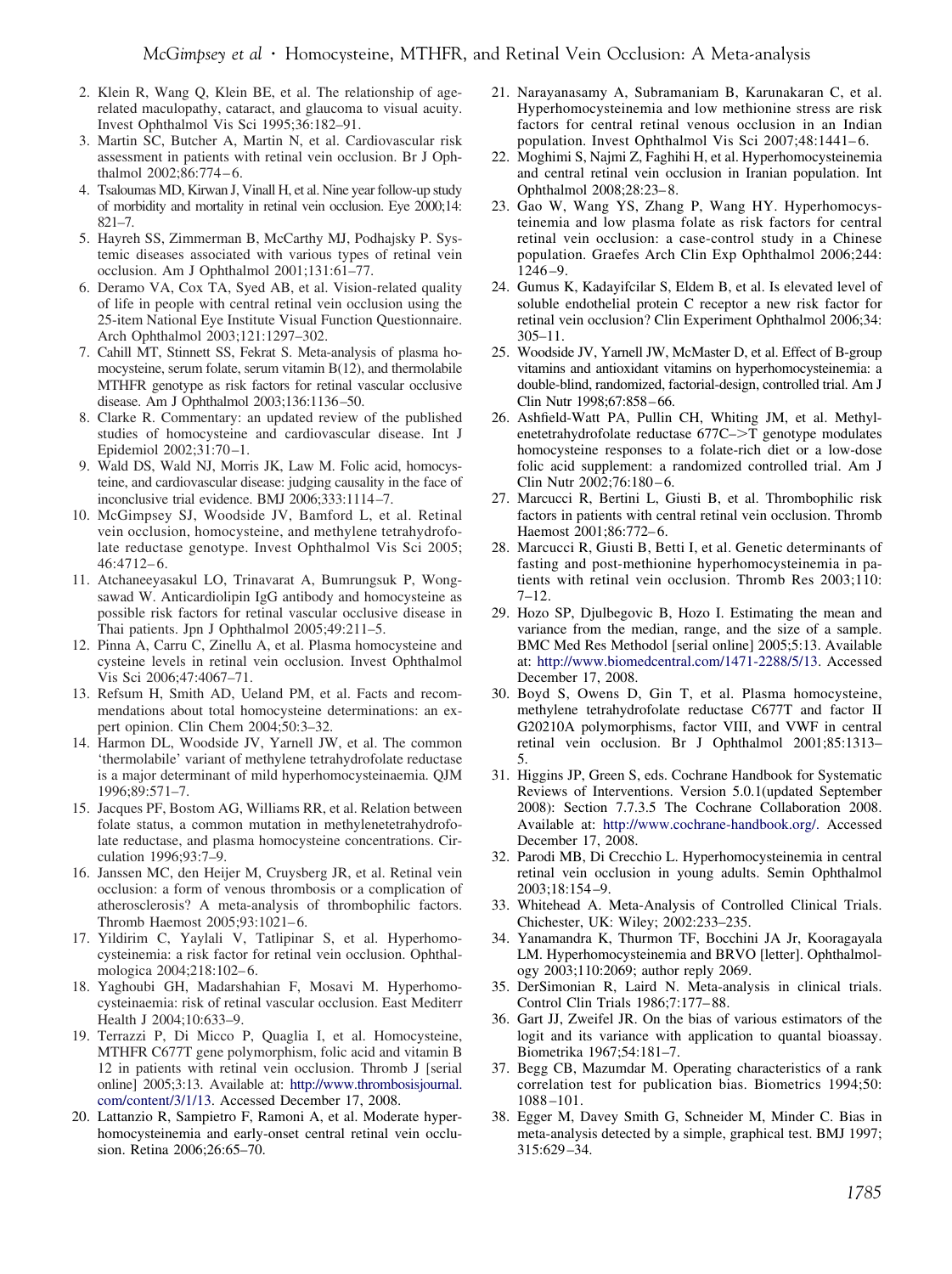2. Klein R, Wang Q, Klein BE, et al. The relationship of age-related maculopathy, cataract, and glaucoma to visual acuity. Invest Ophthalmol Vis Sci 1995;36:182–91.
3. Martin SC, Butcher A, Martin N, et al. Cardiovascular risk assessment in patients with retinal vein occlusion. Br J Ophthalmol 2002;86:774–6.
4. Tsaloumas MD, Kirwan J, Vinall H, et al. Nine year follow-up study of morbidity and mortality in retinal vein occlusion. Eye 2000;14: 821–7.
5. Hayreh SS, Zimmerman B, McCarthy MJ, Podhajsky P. Systemic diseases associated with various types of retinal vein occlusion. Am J Ophthalmol 2001;131:61–77.
6. Deramo VA, Cox TA, Syed AB, et al. Vision-related quality of life in people with central retinal vein occlusion using the 25-item National Eye Institute Visual Function Questionnaire. Arch Ophthalmol 2003;121:1297–302.
7. Cahill MT, Stinnett SS, Fekrat S. Meta-analysis of plasma homocysteine, serum folate, serum vitamin B(12), and thermolabile MTHFR genotype as risk factors for retinal vascular occlusive disease. Am J Ophthalmol 2003;136:1136–50.
8. Clarke R. Commentary: an updated review of the published studies of homocysteine and cardiovascular disease. Int J Epidemiol 2002;31:70–1.
9. Wald DS, Wald NJ, Morris JK, Law M. Folic acid, homocysteine, and cardiovascular disease: judging causality in the face of inconclusive trial evidence. BMJ 2006;333:1114–7.
10. McGimpsey SJ, Woodside JV, Bamford L, et al. Retinal vein occlusion, homocysteine, and methylene tetrahydrofolate reductase genotype. Invest Ophthalmol Vis Sci 2005; 46:4712–6.
11. Atchaneeyasakul LO, Trinavarat A, Bumrungsuk P, Wongsawad W. Anticardiolipin IgG antibody and homocysteine as possible risk factors for retinal vascular occlusive disease in Thai patients. Jpn J Ophthalmol 2005;49:211–5.
12. Pinna A, Carru C, Zinellu A, et al. Plasma homocysteine and cysteine levels in retinal vein occlusion. Invest Ophthalmol Vis Sci 2006;47:4067–71.
13. Refsum H, Smith AD, Ueland PM, et al. Facts and recommendations about total homocysteine determinations: an expert opinion. Clin Chem 2004;50:3–32.
14. Harmon DL, Woodside JV, Yarnell JW, et al. The common 'thermolabile' variant of methylene tetrahydrofolate reductase is a major determinant of mild hyperhomocysteinaemia. QJM 1996;89:571–7.
15. Jacques PF, Bostom AG, Williams RR, et al. Relation between folate status, a common mutation in methylenetetrahydrofolate reductase, and plasma homocysteine concentrations. Circulation 1996;93:7–9.
16. Janssen MC, den Heijer M, Cruysberg JR, et al. Retinal vein occlusion: a form of venous thrombosis or a complication of atherosclerosis? A meta-analysis of thrombophilic factors. Thromb Haemost 2005;93:1021–6.
17. Yildirim C, Yaylali V, Tatlipinar S, et al. Hyperhomocysteinemia: a risk factor for retinal vein occlusion. Ophthalmologica 2004;218:102–6.
18. Yaghoubi GH, Madarshahian F, Mosavi M. Hyperhomocysteinaemia: risk of retinal vascular occlusion. East Mediterr Health J 2004;10:633–9.
19. Terrazzi P, Di Micco P, Quaglia I, et al. Homocysteine, MTHFR C677T gene polymorphism, folic acid and vitamin B 12 in patients with retinal vein occlusion. Thromb J [serial online] 2005;3:13. Available at: http://www.thrombosisjournal.com/content/3/1/13. Accessed December 17, 2008.
20. Lattanzio R, Sampietro F, Ramoni A, et al. Moderate hyperhomocysteinemia and early-onset central retinal vein occlusion. Retina 2006;26:65–70.
21. Narayanasamy A, Subramaniam B, Karunakaran C, et al. Hyperhomocysteinemia and low methionine stress are risk factors for central retinal venous occlusion in an Indian population. Invest Ophthalmol Vis Sci 2007;48:1441–6.
22. Moghimi S, Najmi Z, Faghihi H, et al. Hyperhomocysteinemia and central retinal vein occlusion in Iranian population. Int Ophthalmol 2008;28:23–8.
23. Gao W, Wang YS, Zhang P, Wang HY. Hyperhomocysteinemia and low plasma folate as risk factors for central retinal vein occlusion: a case-control study in a Chinese population. Graefes Arch Clin Exp Ophthalmol 2006;244: 1246–9.
24. Gumus K, Kadayifcilar S, Eldem B, et al. Is elevated level of soluble endothelial protein C receptor a new risk factor for retinal vein occlusion? Clin Experiment Ophthalmol 2006;34: 305–11.
25. Woodside JV, Yarnell JW, McMaster D, et al. Effect of B-group vitamins and antioxidant vitamins on hyperhomocysteinemia: a double-blind, randomized, factorial-design, controlled trial. Am J Clin Nutr 1998;67:858–66.
26. Ashfield-Watt PA, Pullin CH, Whiting JM, et al. Methylenetetrahydrofolate reductase 677C–>T genotype modulates homocysteine responses to a folate-rich diet or a low-dose folic acid supplement: a randomized controlled trial. Am J Clin Nutr 2002;76:180–6.
27. Marcucci R, Bertini L, Giusti B, et al. Thrombophilic risk factors in patients with central retinal vein occlusion. Thromb Haemost 2001;86:772–6.
28. Marcucci R, Giusti B, Betti I, et al. Genetic determinants of fasting and post-methionine hyperhomocysteinemia in patients with retinal vein occlusion. Thromb Res 2003;110: 7–12.
29. Hozo SP, Djulbegovic B, Hozo I. Estimating the mean and variance from the median, range, and the size of a sample. BMC Med Res Methodol [serial online] 2005;5:13. Available at: http://www.biomedcentral.com/1471-2288/5/13. Accessed December 17, 2008.
30. Boyd S, Owens D, Gin T, et al. Plasma homocysteine, methylene tetrahydrofolate reductase C677T and factor II G20210A polymorphisms, factor VIII, and VWF in central retinal vein occlusion. Br J Ophthalmol 2001;85:1313–5.
31. Higgins JP, Green S, eds. Cochrane Handbook for Systematic Reviews of Interventions. Version 5.0.1(updated September 2008): Section 7.7.3.5 The Cochrane Collaboration 2008. Available at: http://www.cochrane-handbook.org/. Accessed December 17, 2008.
32. Parodi MB, Di Crecchio L. Hyperhomocysteinemia in central retinal vein occlusion in young adults. Semin Ophthalmol 2003;18:154–9.
33. Whitehead A. Meta-Analysis of Controlled Clinical Trials. Chichester, UK: Wiley; 2002:233–235.
34. Yanamandra K, Thurmon TF, Bocchini JA Jr, Kooragayala LM. Hyperhomocysteinemia and BRVO [letter]. Ophthalmology 2003;110:2069; author reply 2069.
35. DerSimonian R, Laird N. Meta-analysis in clinical trials. Control Clin Trials 1986;7:177–88.
36. Gart JJ, Zweifel JR. On the bias of various estimators of the logit and its variance with application to quantal bioassay. Biometrika 1967;54:181–7.
37. Begg CB, Mazumdar M. Operating characteristics of a rank correlation test for publication bias. Biometrics 1994;50: 1088–101.
38. Egger M, Davey Smith G, Schneider M, Minder C. Bias in meta-analysis detected by a simple, graphical test. BMJ 1997; 315:629–34.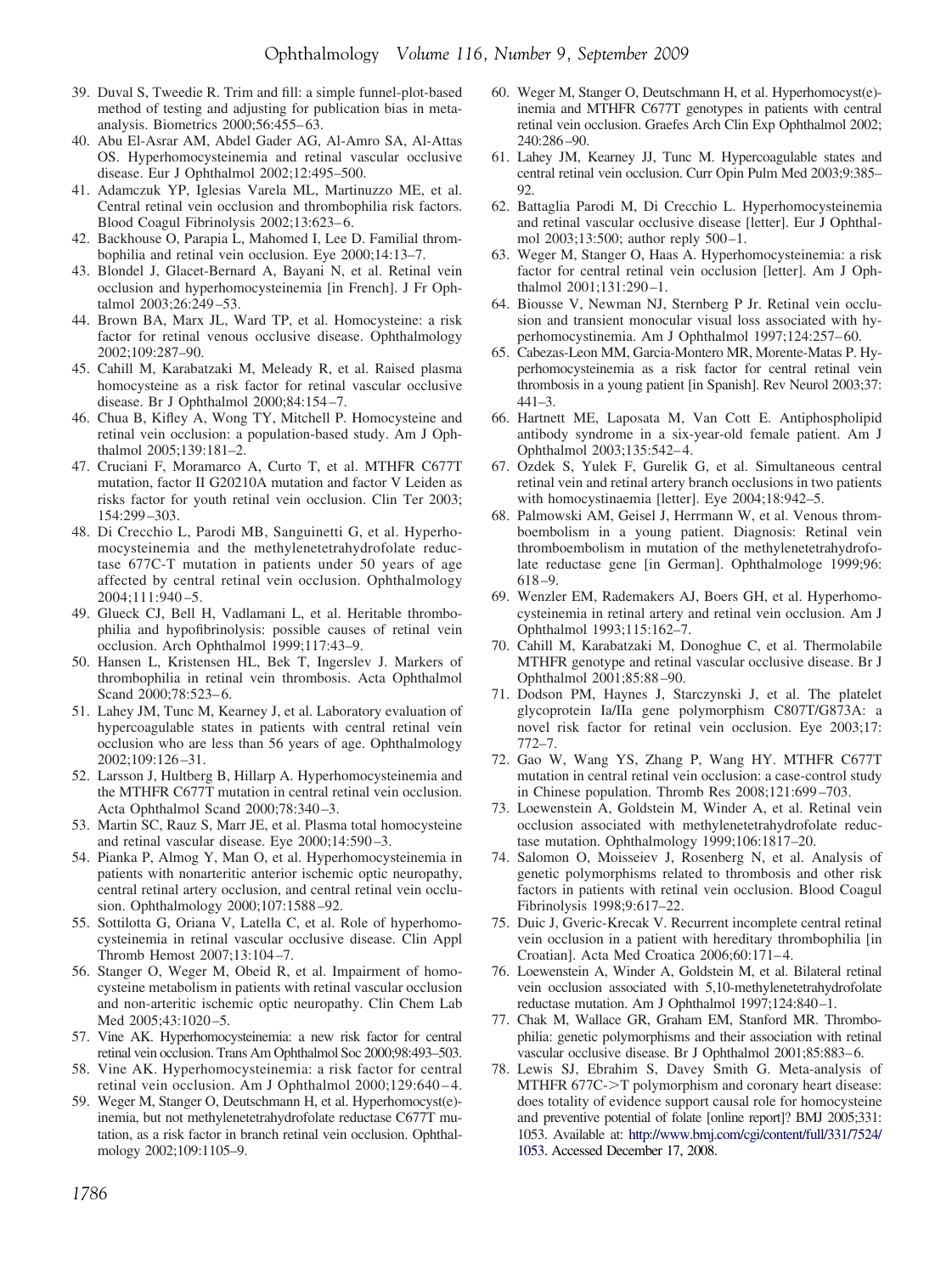39. Duval S, Tweedie R. Trim and fill: a simple funnel-plot-based method of testing and adjusting for publication bias in meta-analysis. Biometrics 2000;56:455–63.
40. Abu El-Asrar AM, Abdel Gader AG, Al-Amro SA, Al-Attas OS. Hyperhomocysteinemia and retinal vascular occlusive disease. Eur J Ophthalmol 2002;12:495–500.
41. Adamczuk YP, Iglesias Varela ML, Martinuzzo ME, et al. Central retinal vein occlusion and thrombophilia risk factors. Blood Coagul Fibrinolysis 2002;13:623–6.
42. Backhouse O, Parapia L, Mahomed I, Lee D. Familial thrombophilia and retinal vein occlusion. Eye 2000;14:13–7.
43. Blondel J, Glacet-Bernard A, Bayani N, et al. Retinal vein occlusion and hyperhomocysteinemia [in French]. J Fr Ophtalmol 2003;26:249–53.
44. Brown BA, Marx JL, Ward TP, et al. Homocysteine: a risk factor for retinal venous occlusive disease. Ophthalmology 2002;109:287–90.
45. Cahill M, Karabatzaki M, Meleady R, et al. Raised plasma homocysteine as a risk factor for retinal vascular occlusive disease. Br J Ophthalmol 2000;84:154–7.
46. Chua B, Kifley A, Wong TY, Mitchell P. Homocysteine and retinal vein occlusion: a population-based study. Am J Ophthalmol 2005;139:181–2.
47. Cruciani F, Moramarco A, Curto T, et al. MTHFR C677T mutation, factor II G20210A mutation and factor V Leiden as risks factor for youth retinal vein occlusion. Clin Ter 2003; 154:299–303.
48. Di Crecchio L, Parodi MB, Sanguinetti G, et al. Hyperhomocysteinemia and the methylenetetrahydrofolate reductase 677C-T mutation in patients under 50 years of age affected by central retinal vein occlusion. Ophthalmology 2004;111:940–5.
49. Glueck CJ, Bell H, Vadlamani L, et al. Heritable thrombophilia and hypofibrinolysis: possible causes of retinal vein occlusion. Arch Ophthalmol 1999;117:43–9.
50. Hansen L, Kristensen HL, Bek T, Ingerslev J. Markers of thrombophilia in retinal vein thrombosis. Acta Ophthalmol Scand 2000;78:523–6.
51. Lahey JM, Tunc M, Kearney J, et al. Laboratory evaluation of hypercoagulable states in patients with central retinal vein occlusion who are less than 56 years of age. Ophthalmology 2002;109:126–31.
52. Larsson J, Hultberg B, Hillarp A. Hyperhomocysteinemia and the MTHFR C677T mutation in central retinal vein occlusion. Acta Ophthalmol Scand 2000;78:340–3.
53. Martin SC, Rauz S, Marr JE, et al. Plasma total homocysteine and retinal vascular disease. Eye 2000;14:590–3.
54. Pianka P, Almog Y, Man O, et al. Hyperhomocysteinemia in patients with nonarteritic anterior ischemic optic neuropathy, central retinal artery occlusion, and central retinal vein occlusion. Ophthalmology 2000;107:1588–92.
55. Sottilotta G, Oriana V, Latella C, et al. Role of hyperhomocysteinemia in retinal vascular occlusive disease. Clin Appl Thromb Hemost 2007;13:104–7.
56. Stanger O, Weger M, Obeid R, et al. Impairment of homocysteine metabolism in patients with retinal vascular occlusion and non-arteritic ischemic optic neuropathy. Clin Chem Lab Med 2005;43:1020–5.
57. Vine AK. Hyperhomocysteinemia: a new risk factor for central retinal vein occlusion. Trans Am Ophthalmol Soc 2000;98:493–503.
58. Vine AK. Hyperhomocysteinemia: a risk factor for central retinal vein occlusion. Am J Ophthalmol 2000;129:640–4.
59. Weger M, Stanger O, Deutschmann H, et al. Hyperhomocyst(e)-inemia, but not methylenetetrahydrofolate reductase C677T mutation, as a risk factor in branch retinal vein occlusion. Ophthalmology 2002;109:1105–9.
60. Weger M, Stanger O, Deutschmann H, et al. Hyperhomocyst(e)-inemia and MTHFR C677T genotypes in patients with central retinal vein occlusion. Graefes Arch Clin Exp Ophthalmol 2002; 240:286–90.
61. Lahey JM, Kearney JJ, Tunc M. Hypercoagulable states and central retinal vein occlusion. Curr Opin Pulm Med 2003;9:385–92.
62. Battaglia Parodi M, Di Crecchio L. Hyperhomocysteinemia and retinal vascular occlusive disease [letter]. Eur J Ophthalmol 2003;13:500; author reply 500–1.
63. Weger M, Stanger O, Haas A. Hyperhomocysteinemia: a risk factor for central retinal vein occlusion [letter]. Am J Ophthalmol 2001;131:290–1.
64. Biousse V, Newman NJ, Sternberg P Jr. Retinal vein occlusion and transient monocular visual loss associated with hyperhomocystinemia. Am J Ophthalmol 1997;124:257–60.
65. Cabezas-Leon MM, Garcia-Montero MR, Morente-Matas P. Hyperhomocysteinemia as a risk factor for central retinal vein thrombosis in a young patient [in Spanish]. Rev Neurol 2003;37: 441–3.
66. Hartnett ME, Laposata M, Van Cott E. Antiphospholipid antibody syndrome in a six-year-old female patient. Am J Ophthalmol 2003;135:542–4.
67. Ozdek S, Yulek F, Gurelik G, et al. Simultaneous central retinal vein and retinal artery branch occlusions in two patients with homocystinaemia [letter]. Eye 2004;18:942–5.
68. Palmowski AM, Geisel J, Herrmann W, et al. Venous thromboembolism in a young patient. Diagnosis: Retinal vein thromboembolism in mutation of the methylenetetrahydrofolate reductase gene [in German]. Ophthalmologe 1999;96: 618–9.
69. Wenzler EM, Rademakers AJ, Boers GH, et al. Hyperhomocysteinemia in retinal artery and retinal vein occlusion. Am J Ophthalmol 1993;115:162–7.
70. Cahill M, Karabatzaki M, Donoghue C, et al. Thermolabile MTHFR genotype and retinal vascular occlusive disease. Br J Ophthalmol 2001;85:88–90.
71. Dodson PM, Haynes J, Starczynski J, et al. The platelet glycoprotein Ia/IIa gene polymorphism C807T/G873A: a novel risk factor for retinal vein occlusion. Eye 2003;17: 772–7.
72. Gao W, Wang YS, Zhang P, Wang HY. MTHFR C677T mutation in central retinal vein occlusion: a case-control study in Chinese population. Thromb Res 2008;121:699–703.
73. Loewenstein A, Goldstein M, Winder A, et al. Retinal vein occlusion associated with methylenetetrahydrofolate reductase mutation. Ophthalmology 1999;106:1817–20.
74. Salomon O, Moisseiev J, Rosenberg N, et al. Analysis of genetic polymorphisms related to thrombosis and other risk factors in patients with retinal vein occlusion. Blood Coagul Fibrinolysis 1998;9:617–22.
75. Duic J, Gveric-Krecak V. Recurrent incomplete central retinal vein occlusion in a patient with hereditary thrombophilia [in Croatian]. Acta Med Croatica 2006;60:171–4.
76. Loewenstein A, Winder A, Goldstein M, et al. Bilateral retinal vein occlusion associated with 5,10-methylenetetrahydrofolate reductase mutation. Am J Ophthalmol 1997;124:840–1.
77. Chak M, Wallace GR, Graham EM, Stanford MR. Thrombophilia: genetic polymorphisms and their association with retinal vascular occlusive disease. Br J Ophthalmol 2001;85:883–6.
78. Lewis SJ, Ebrahim S, Davey Smith G. Meta-analysis of MTHFR 677C->T polymorphism and coronary heart disease: does totality of evidence support causal role for homocysteine and preventive potential of folate [online report]? BMJ 2005;331: 1053. Available at: http://www.bmj.com/cgi/content/full/331/7524/1053. Accessed December 17, 2008.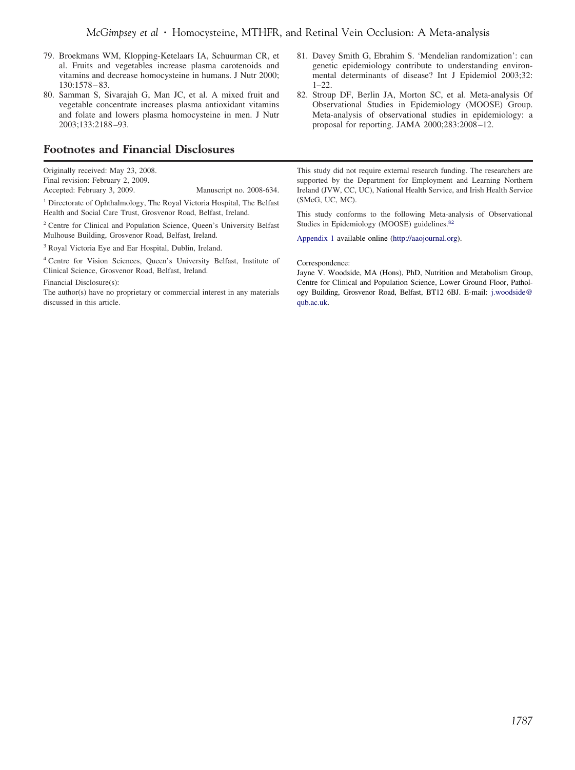79. Broekmans WM, Klopping-Ketelaars IA, Schuurman CR, et al. Fruits and vegetables increase plasma carotenoids and vitamins and decrease homocysteine in humans. J Nutr 2000; 130:1578–83.
80. Samman S, Sivarajah G, Man JC, et al. A mixed fruit and vegetable concentrate increases plasma antioxidant vitamins and folate and lowers plasma homocysteine in men. J Nutr 2003;133:2188–93.
81. Davey Smith G, Ebrahim S. 'Mendelian randomization': can genetic epidemiology contribute to understanding environmental determinants of disease? Int J Epidemiol 2003;32: 1–22.
82. Stroup DF, Berlin JA, Morton SC, et al. Meta-analysis Of Observational Studies in Epidemiology (MOOSE) Group. Meta-analysis of observational studies in epidemiology: a proposal for reporting. JAMA 2000;283:2008–12.

## Footnotes and Financial Disclosures

Originally received: May 23, 2008.
Final revision: February 2, 2009.
Accepted: February 3, 2009. Manuscript no. 2008-634.

[1] Directorate of Ophthalmology, The Royal Victoria Hospital, The Belfast Health and Social Care Trust, Grosvenor Road, Belfast, Ireland.

[2] Centre for Clinical and Population Science, Queen's University Belfast Mulhouse Building, Grosvenor Road, Belfast, Ireland.

[3] Royal Victoria Eye and Ear Hospital, Dublin, Ireland.

[4] Centre for Vision Sciences, Queen's University Belfast, Institute of Clinical Science, Grosvenor Road, Belfast, Ireland.

Financial Disclosure(s):
The author(s) have no proprietary or commercial interest in any materials discussed in this article.

This study did not require external research funding. The researchers are supported by the Department for Employment and Learning Northern Ireland (JVW, CC, UC), National Health Service, and Irish Health Service (SMcG, UC, MC).

This study conforms to the following Meta-analysis of Observational Studies in Epidemiology (MOOSE) guidelines.[82]

Appendix 1 available online (http://aaojournal.org).

Correspondence:
Jayne V. Woodside, MA (Hons), PhD, Nutrition and Metabolism Group, Centre for Clinical and Population Science, Lower Ground Floor, Pathology Building, Grosvenor Road, Belfast, BT12 6BJ. E-mail: j.woodside@qub.ac.uk.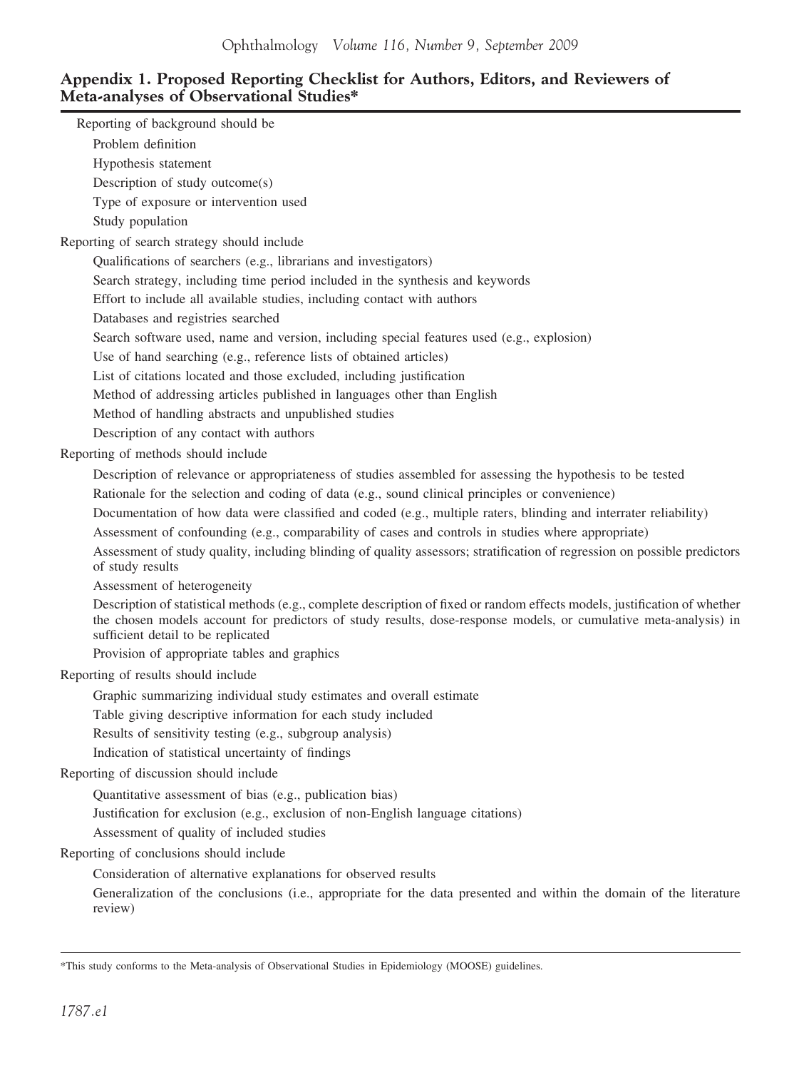## Appendix 1. Proposed Reporting Checklist for Authors, Editors, and Reviewers of Meta-analyses of Observational Studies*

Reporting of background should be

- Problem definition
- Hypothesis statement
- Description of study outcome(s)
- Type of exposure or intervention used
- Study population

Reporting of search strategy should include

- Qualifications of searchers (e.g., librarians and investigators)
- Search strategy, including time period included in the synthesis and keywords
- Effort to include all available studies, including contact with authors
- Databases and registries searched
- Search software used, name and version, including special features used (e.g., explosion)
- Use of hand searching (e.g., reference lists of obtained articles)
- List of citations located and those excluded, including justification
- Method of addressing articles published in languages other than English
- Method of handling abstracts and unpublished studies
- Description of any contact with authors

Reporting of methods should include

- Description of relevance or appropriateness of studies assembled for assessing the hypothesis to be tested
- Rationale for the selection and coding of data (e.g., sound clinical principles or convenience)
- Documentation of how data were classified and coded (e.g., multiple raters, blinding and interrater reliability)
- Assessment of confounding (e.g., comparability of cases and controls in studies where appropriate)
- Assessment of study quality, including blinding of quality assessors; stratification of regression on possible predictors of study results
- Assessment of heterogeneity
- Description of statistical methods (e.g., complete description of fixed or random effects models, justification of whether the chosen models account for predictors of study results, dose-response models, or cumulative meta-analysis) in sufficient detail to be replicated
- Provision of appropriate tables and graphics

Reporting of results should include

- Graphic summarizing individual study estimates and overall estimate
- Table giving descriptive information for each study included
- Results of sensitivity testing (e.g., subgroup analysis)
- Indication of statistical uncertainty of findings

Reporting of discussion should include

- Quantitative assessment of bias (e.g., publication bias)
- Justification for exclusion (e.g., exclusion of non-English language citations)
- Assessment of quality of included studies

Reporting of conclusions should include

- Consideration of alternative explanations for observed results
- Generalization of the conclusions (i.e., appropriate for the data presented and within the domain of the literature review)

*This study conforms to the Meta-analysis of Observational Studies in Epidemiology (MOOSE) guidelines.